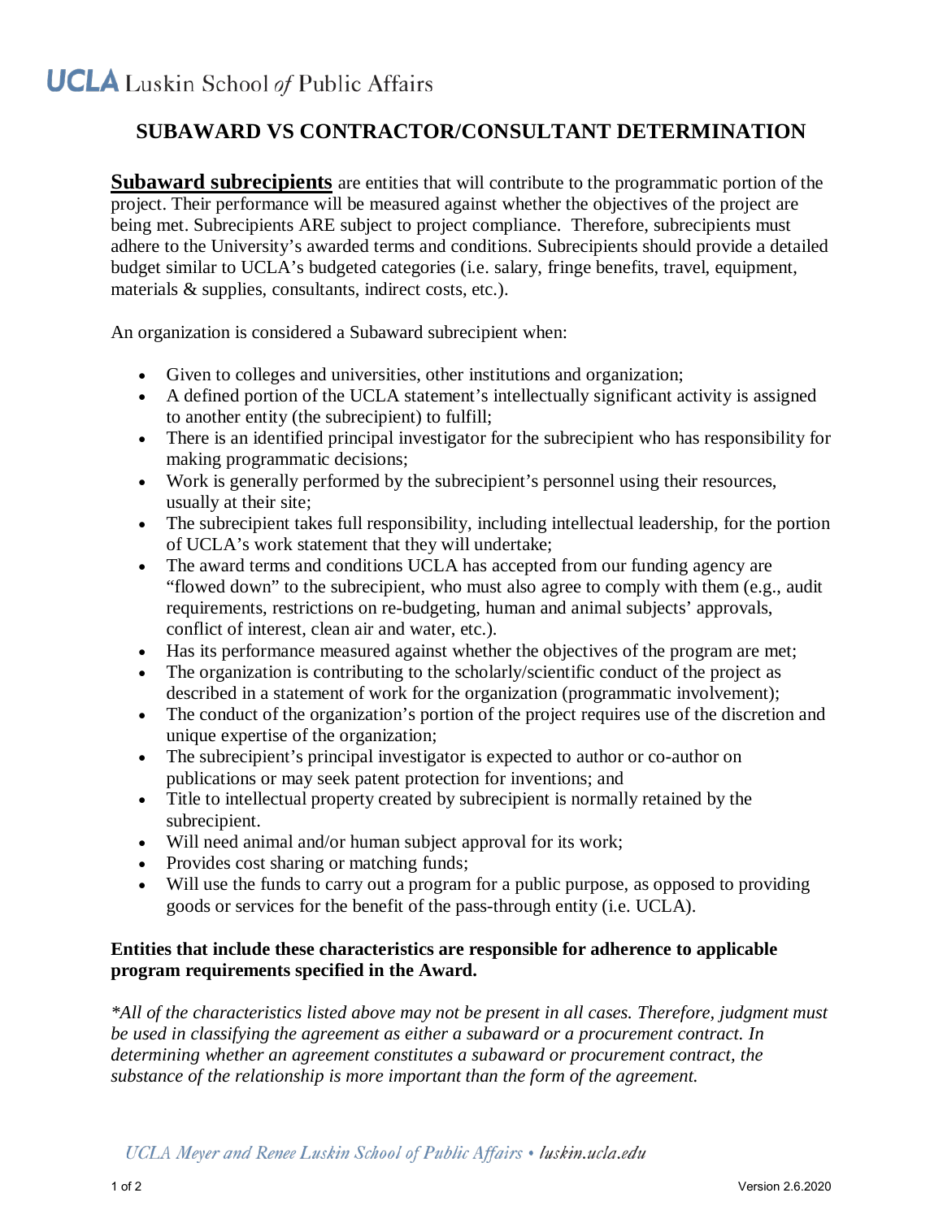UCLA Luskin School *of* Public Affairs

# SUBAWARD VS CONTRACTOR/CONSULTANT DETERMINATION

**Subaward subrecipients** are entities that will contribute to the programmatic portion of the project. Their performance will be measured against whether the objectives of the project are being met. Subrecipients ARE subject to project compliance. Therefore, subrecipients must adhere to the University's awarded terms and conditions. Subrecipients should provide a detailed budget similar to UCLA's budgeted categories (i.e. salary, fringe benefits, travel, equipment, materials & supplies, consultants, indirect costs, etc.).

An organization is considered a Subaward subrecipient when:

- Given to colleges and universities, other institutions and organization;
- A defined portion of the UCLA statement's intellectually significant activity is assigned to another entity (the subrecipient) to fulfill;
- There is an identified principal investigator for the subrecipient who has responsibility for making programmatic decisions;
- Work is generally performed by the subrecipient's personnel using their resources, usually at their site;
- The subrecipient takes full responsibility, including intellectual leadership, for the portion of UCLA's work statement that they will undertake;
- The award terms and conditions UCLA has accepted from our funding agency are "flowed down" to the subrecipient, who must also agree to comply with them (e.g., audit requirements, restrictions on re-budgeting, human and animal subjects' approvals, conflict of interest, clean air and water, etc.).
- Has its performance measured against whether the objectives of the program are met;
- The organization is contributing to the scholarly/scientific conduct of the project as described in a statement of work for the organization (programmatic involvement);
- The conduct of the organization's portion of the project requires use of the discretion and unique expertise of the organization;
- The subrecipient's principal investigator is expected to author or co-author on publications or may seek patent protection for inventions; and
- Title to intellectual property created by subrecipient is normally retained by the subrecipient.
- Will need animal and/or human subject approval for its work;
- Provides cost sharing or matching funds;
- Will use the funds to carry out a program for a public purpose, as opposed to providing goods or services for the benefit of the pass-through entity (i.e. UCLA).

**Entities that include these characteristics are responsible for adherence to applicable program requirements specified in the Award.**

*\*All of the characteristics listed above may not be present in all cases. Therefore, judgment must be used in classifying the agreement as either a subaward or a procurement contract. In determining whether an agreement constitutes a subaward or procurement contract, the substance of the relationship is more important than the form of the agreement.*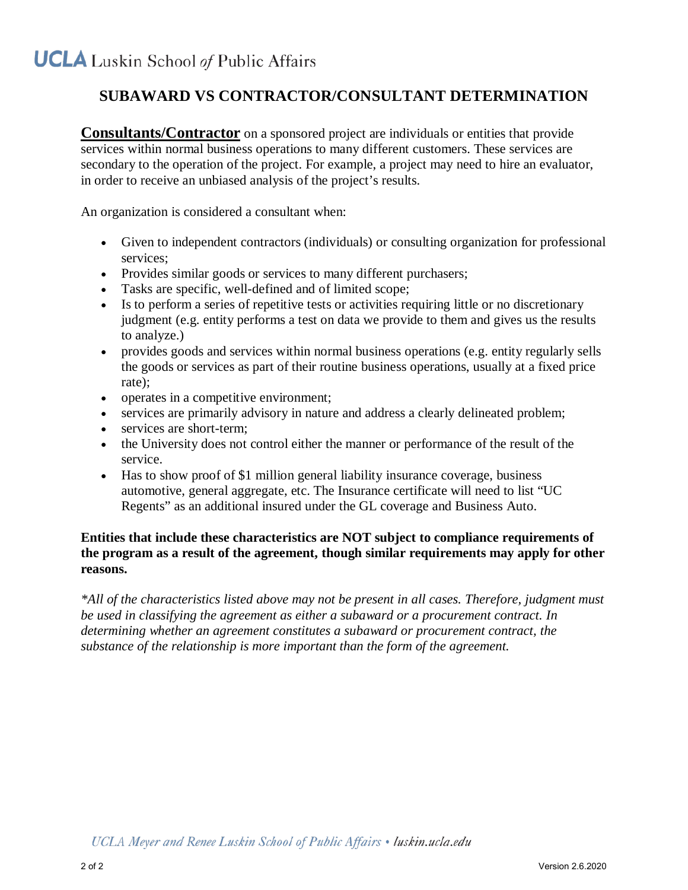## SUBAWARD VS CONTRACTOR/CONSULTANT DETERMINATION

**Consultants/Contractor** on a sponsored project are individuals or entities that provide services within normal business operations to many different customers. These services are secondary to the operation of the project. For example, a project may need to hire an evaluator, in order to receive an unbiased analysis of the project's results.

An organization is considered a consultant when:

- Given to independent contractors (individuals) or consulting organization for professional services;
- Provides similar goods or services to many different purchasers;
- Tasks are specific, well-defined and of limited scope;
- Is to perform a series of repetitive tests or activities requiring little or no discretionary judgment (e.g. entity performs a test on data we provide to them and gives us the results to analyze.)
- provides goods and services within normal business operations (e.g. entity regularly sells the goods or services as part of their routine business operations, usually at a fixed price rate);
- operates in a competitive environment;
- services are primarily advisory in nature and address a clearly delineated problem;
- services are short-term;
- the University does not control either the manner or performance of the result of the service.
- Has to show proof of $1 million general liability insurance coverage, business automotive, general aggregate, etc. The Insurance certificate will need to list "UC Regents" as an additional insured under the GL coverage and Business Auto.

**Entities that include these characteristics are NOT subject to compliance requirements of the program as a result of the agreement, though similar requirements may apply for other reasons.**

*\*All of the characteristics listed above may not be present in all cases. Therefore, judgment must be used in classifying the agreement as either a subaward or a procurement contract. In determining whether an agreement constitutes a subaward or procurement contract, the substance of the relationship is more important than the form of the agreement.*